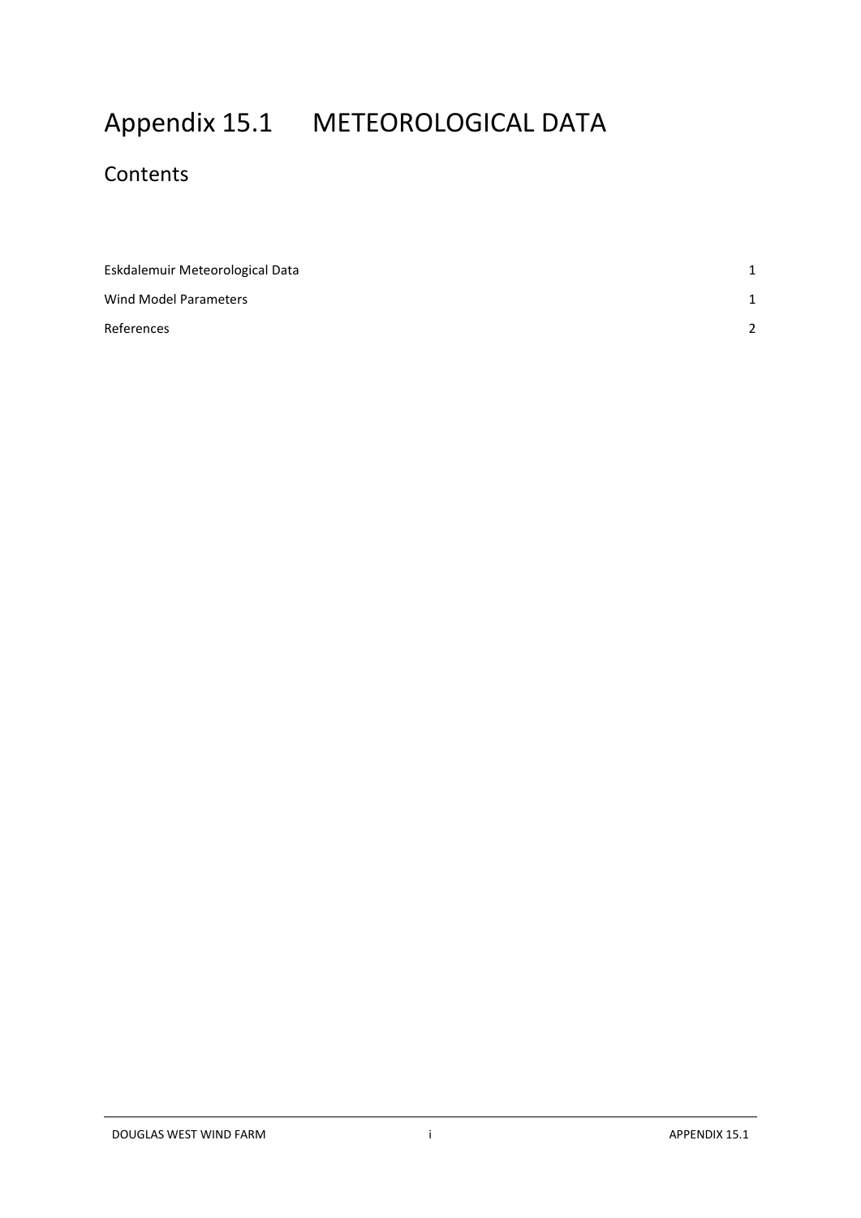# Appendix 15.1 METEOROLOGICAL DATA

## Contents

| | |
|---|---|
| Eskdalemuir Meteorological Data | 1 |
| Wind Model Parameters | 1 |
| References | 2 |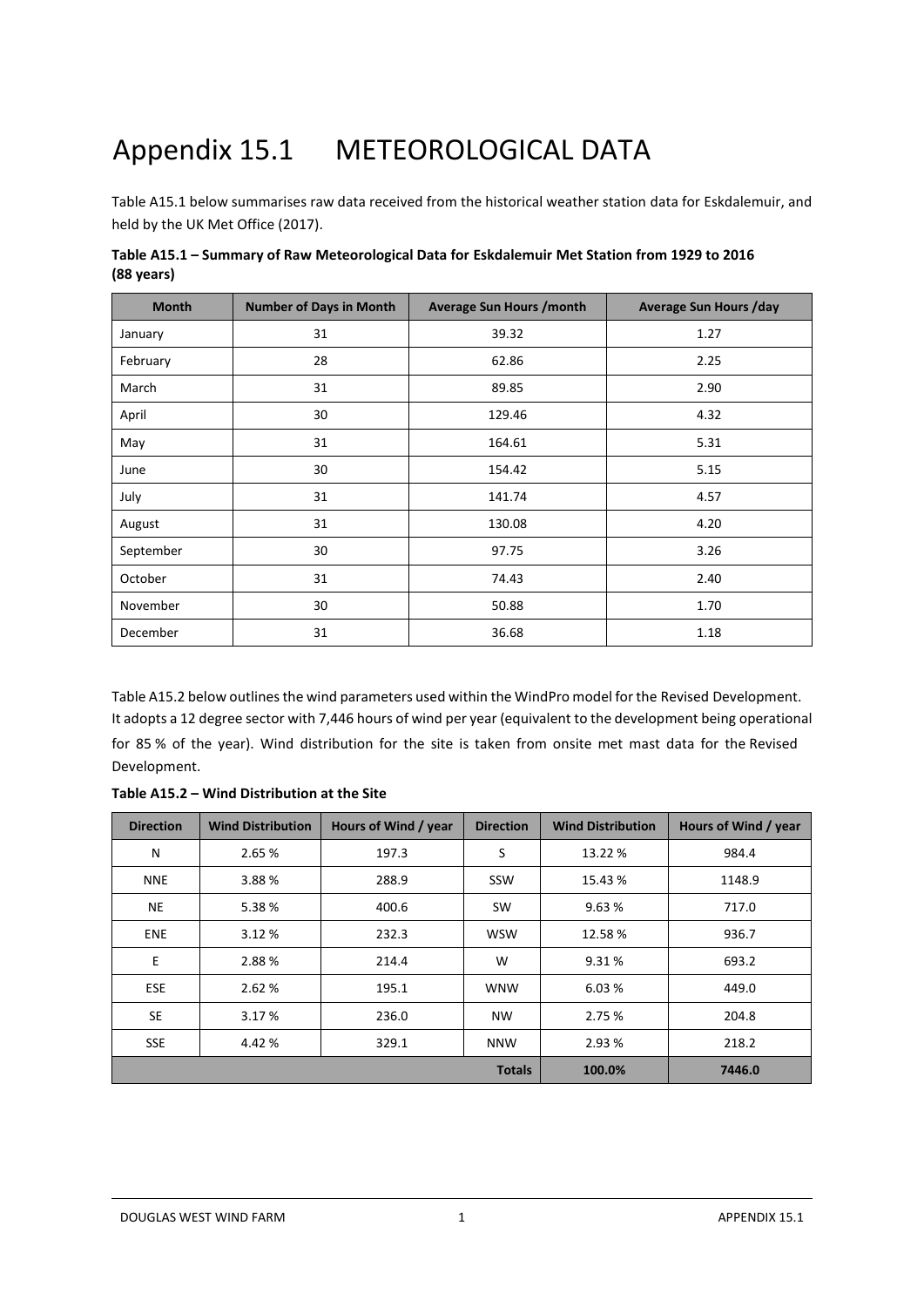# Appendix 15.1 METEOROLOGICAL DATA

Table A15.1 below summarises raw data received from the historical weather station data for Eskdalemuir, and held by the UK Met Office (2017).

**Table A15.1 – Summary of Raw Meteorological Data for Eskdalemuir Met Station from 1929 to 2016 (88 years)**

| Month | Number of Days in Month | Average Sun Hours /month | Average Sun Hours /day |
|---|---|---|---|
| January | 31 | 39.32 | 1.27 |
| February | 28 | 62.86 | 2.25 |
| March | 31 | 89.85 | 2.90 |
| April | 30 | 129.46 | 4.32 |
| May | 31 | 164.61 | 5.31 |
| June | 30 | 154.42 | 5.15 |
| July | 31 | 141.74 | 4.57 |
| August | 31 | 130.08 | 4.20 |
| September | 30 | 97.75 | 3.26 |
| October | 31 | 74.43 | 2.40 |
| November | 30 | 50.88 | 1.70 |
| December | 31 | 36.68 | 1.18 |

Table A15.2 below outlines the wind parameters used within the WindPro model for the Revised Development. It adopts a 12 degree sector with 7,446 hours of wind per year (equivalent to the development being operational for 85 % of the year). Wind distribution for the site is taken from onsite met mast data for the Revised Development.

**Table A15.2 – Wind Distribution at the Site**

| Direction | Wind Distribution | Hours of Wind / year | Direction | Wind Distribution | Hours of Wind / year |
|---|---|---|---|---|---|
| N | 2.65 % | 197.3 | S | 13.22 % | 984.4 |
| NNE | 3.88 % | 288.9 | SSW | 15.43 % | 1148.9 |
| NE | 5.38 % | 400.6 | SW | 9.63 % | 717.0 |
| ENE | 3.12 % | 232.3 | WSW | 12.58 % | 936.7 |
| E | 2.88 % | 214.4 | W | 9.31 % | 693.2 |
| ESE | 2.62 % | 195.1 | WNW | 6.03 % | 449.0 |
| SE | 3.17 % | 236.0 | NW | 2.75 % | 204.8 |
| SSE | 4.42 % | 329.1 | NNW | 2.93 % | 218.2 |
| | | | **Totals** | **100.0%** | **7446.0** |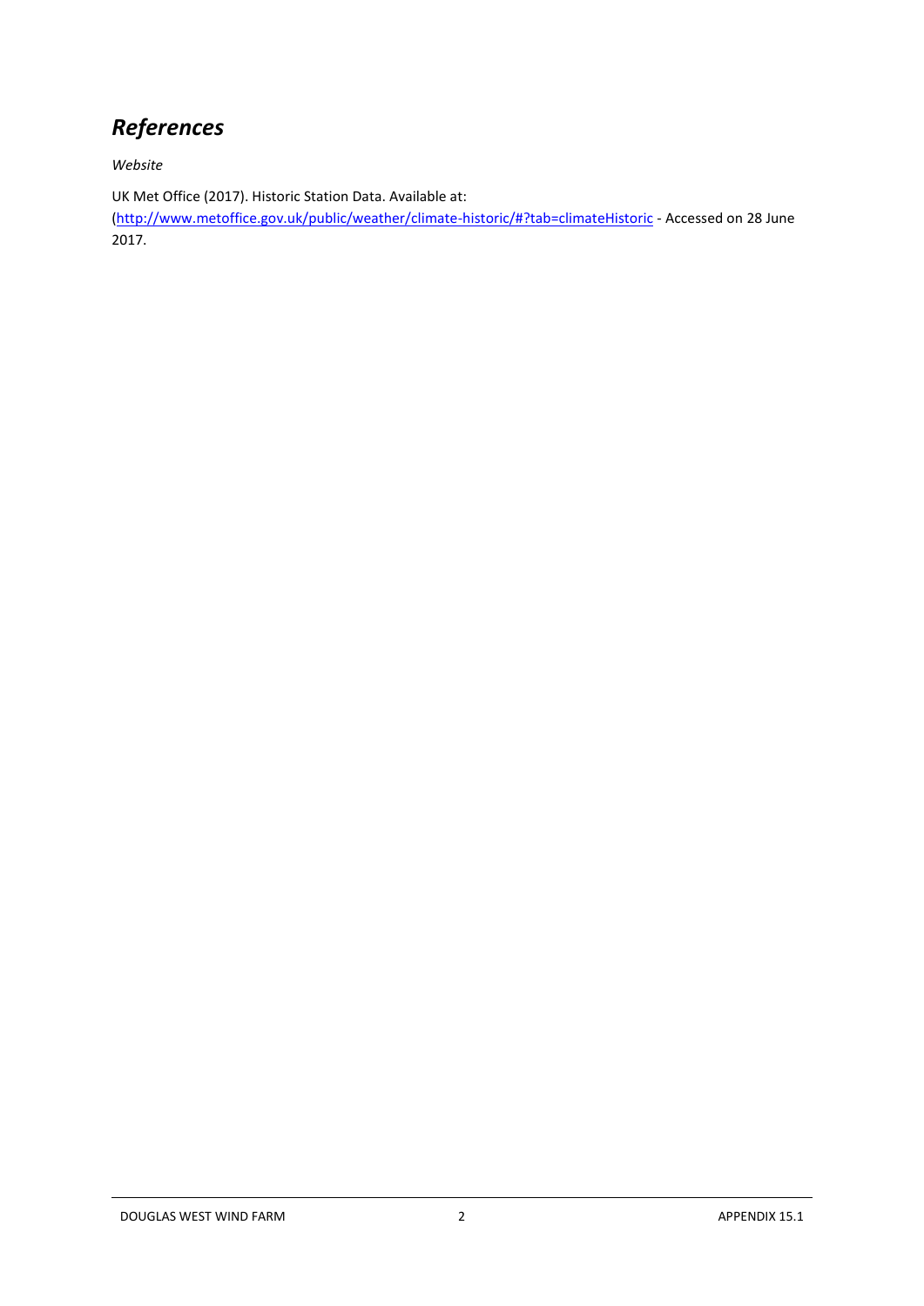## *References*

*Website*

UK Met Office (2017). Historic Station Data. Available at: (http://www.metoffice.gov.uk/public/weather/climate-historic/#?tab=climateHistoric - Accessed on 28 June 2017.